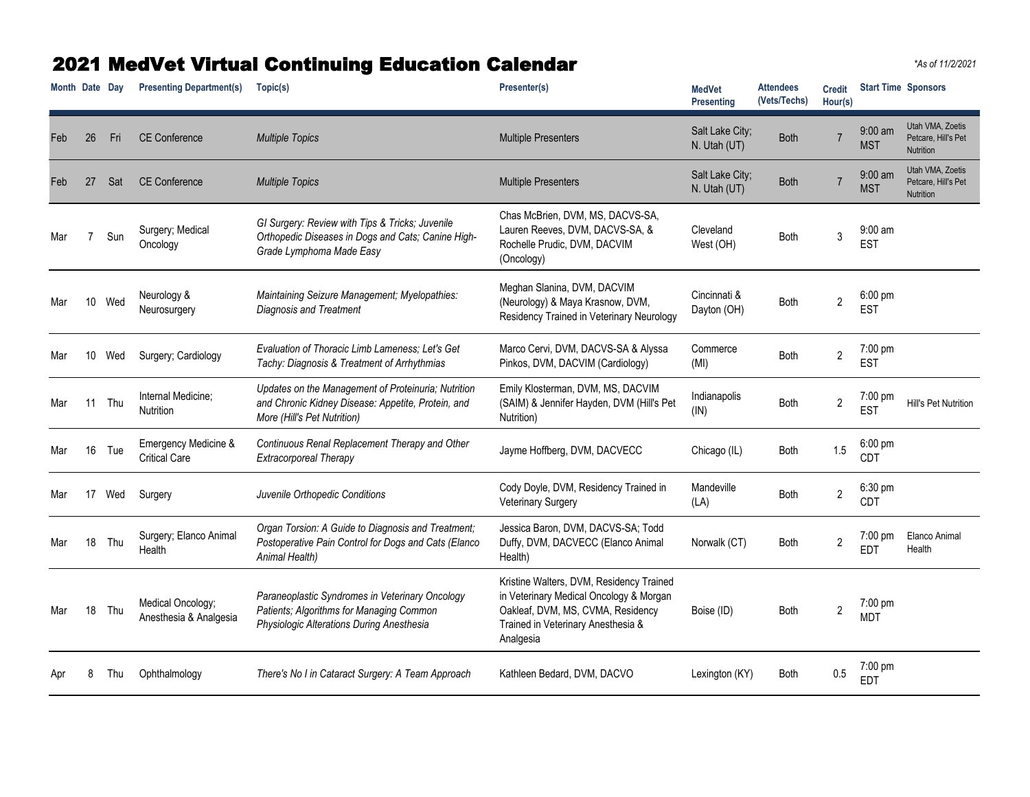# 2021 MedVet Virtual Continuing Education Calendar

*As of 11/2/2021*

| Month | Date | Day | Presenting Department(s) | Topic(s) | Presenter(s) | MedVet Presenting | Attendees (Vets/Techs) | Credit Hour(s) | Start Time | Sponsors |
|---|---|---|---|---|---|---|---|---|---|---|
| Feb | 26 | Fri | CE Conference | *Multiple Topics* | Multiple Presenters | Salt Lake City; N. Utah (UT) | Both | 7 | 9:00 am MST | Utah VMA, Zoetis Petcare, Hill's Pet Nutrition |
| Feb | 27 | Sat | CE Conference | *Multiple Topics* | Multiple Presenters | Salt Lake City; N. Utah (UT) | Both | 7 | 9:00 am MST | Utah VMA, Zoetis Petcare, Hill's Pet Nutrition |
| Mar | 7 | Sun | Surgery; Medical Oncology | *GI Surgery: Review with Tips & Tricks; Juvenile Orthopedic Diseases in Dogs and Cats; Canine High-Grade Lymphoma Made Easy* | Chas McBrien, DVM, MS, DACVS-SA, Lauren Reeves, DVM, DACVS-SA, & Rochelle Prudic, DVM, DACVIM (Oncology) | Cleveland West (OH) | Both | 3 | 9:00 am EST | |
| Mar | 10 | Wed | Neurology & Neurosurgery | *Maintaining Seizure Management; Myelopathies: Diagnosis and Treatment* | Meghan Slanina, DVM, DACVIM (Neurology) & Maya Krasnow, DVM, Residency Trained in Veterinary Neurology | Cincinnati & Dayton (OH) | Both | 2 | 6:00 pm EST | |
| Mar | 10 | Wed | Surgery; Cardiology | *Evaluation of Thoracic Limb Lameness; Let's Get Tachy: Diagnosis & Treatment of Arrhythmias* | Marco Cervi, DVM, DACVS-SA & Alyssa Pinkos, DVM, DACVIM (Cardiology) | Commerce (MI) | Both | 2 | 7:00 pm EST | |
| Mar | 11 | Thu | Internal Medicine; Nutrition | *Updates on the Management of Proteinuria; Nutrition and Chronic Kidney Disease: Appetite, Protein, and More (Hill's Pet Nutrition)* | Emily Klosterman, DVM, MS, DACVIM (SAIM) & Jennifer Hayden, DVM (Hill's Pet Nutrition) | Indianapolis (IN) | Both | 2 | 7:00 pm EST | Hill's Pet Nutrition |
| Mar | 16 | Tue | Emergency Medicine & Critical Care | *Continuous Renal Replacement Therapy and Other Extracorporeal Therapy* | Jayme Hoffberg, DVM, DACVECC | Chicago (IL) | Both | 1.5 | 6:00 pm CDT | |
| Mar | 17 | Wed | Surgery | *Juvenile Orthopedic Conditions* | Cody Doyle, DVM, Residency Trained in Veterinary Surgery | Mandeville (LA) | Both | 2 | 6:30 pm CDT | |
| Mar | 18 | Thu | Surgery; Elanco Animal Health | *Organ Torsion: A Guide to Diagnosis and Treatment; Postoperative Pain Control for Dogs and Cats (Elanco Animal Health)* | Jessica Baron, DVM, DACVS-SA; Todd Duffy, DVM, DACVECC (Elanco Animal Health) | Norwalk (CT) | Both | 2 | 7:00 pm EDT | Elanco Animal Health |
| Mar | 18 | Thu | Medical Oncology; Anesthesia & Analgesia | *Paraneoplastic Syndromes in Veterinary Oncology Patients; Algorithms for Managing Common Physiologic Alterations During Anesthesia* | Kristine Walters, DVM, Residency Trained in Veterinary Medical Oncology & Morgan Oakleaf, DVM, MS, CVMA, Residency Trained in Veterinary Anesthesia & Analgesia | Boise (ID) | Both | 2 | 7:00 pm MDT | |
| Apr | 8 | Thu | Ophthalmology | *There's No I in Cataract Surgery: A Team Approach* | Kathleen Bedard, DVM, DACVO | Lexington (KY) | Both | 0.5 | 7:00 pm EDT | |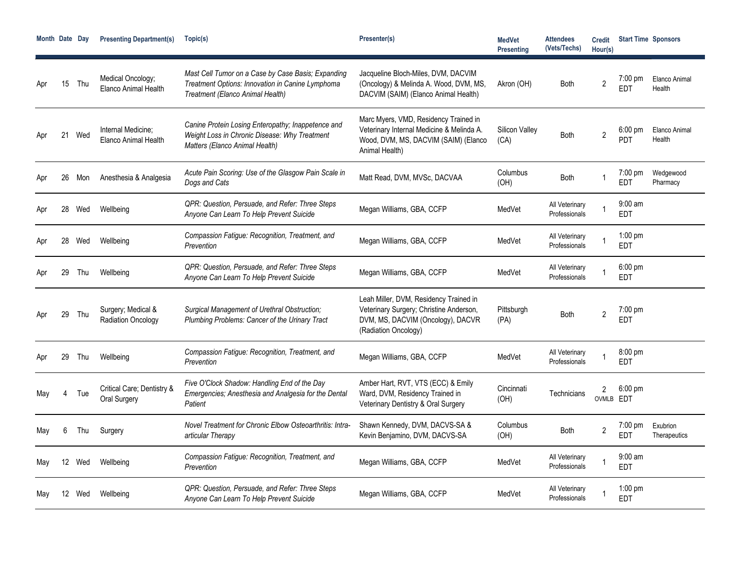| Month | Date | Day | Presenting Department(s) | Topic(s) | Presenter(s) | MedVet Presenting | Attendees (Vets/Techs) | Credit Hour(s) | Start Time | Sponsors |
|---|---|---|---|---|---|---|---|---|---|---|
| Apr | 15 | Thu | Medical Oncology; Elanco Animal Health | *Mast Cell Tumor on a Case by Case Basis; Expanding Treatment Options: Innovation in Canine Lymphoma Treatment (Elanco Animal Health)* | Jacqueline Bloch-Miles, DVM, DACVIM (Oncology) & Melinda A. Wood, DVM, MS, DACVIM (SAIM) (Elanco Animal Health) | Akron (OH) | Both | 2 | 7:00 pm EDT | Elanco Animal Health |
| Apr | 21 | Wed | Internal Medicine; Elanco Animal Health | *Canine Protein Losing Enteropathy; Inappetence and Weight Loss in Chronic Disease: Why Treatment Matters (Elanco Animal Health)* | Marc Myers, VMD, Residency Trained in Veterinary Internal Medicine & Melinda A. Wood, DVM, MS, DACVIM (SAIM) (Elanco Animal Health) | Silicon Valley (CA) | Both | 2 | 6:00 pm PDT | Elanco Animal Health |
| Apr | 26 | Mon | Anesthesia & Analgesia | *Acute Pain Scoring: Use of the Glasgow Pain Scale in Dogs and Cats* | Matt Read, DVM, MVSc, DACVAA | Columbus (OH) | Both | 1 | 7:00 pm EDT | Wedgewood Pharmacy |
| Apr | 28 | Wed | Wellbeing | *QPR: Question, Persuade, and Refer: Three Steps Anyone Can Learn To Help Prevent Suicide* | Megan Williams, GBA, CCFP | MedVet | All Veterinary Professionals | 1 | 9:00 am EDT | |
| Apr | 28 | Wed | Wellbeing | *Compassion Fatigue: Recognition, Treatment, and Prevention* | Megan Williams, GBA, CCFP | MedVet | All Veterinary Professionals | 1 | 1:00 pm EDT | |
| Apr | 29 | Thu | Wellbeing | *QPR: Question, Persuade, and Refer: Three Steps Anyone Can Learn To Help Prevent Suicide* | Megan Williams, GBA, CCFP | MedVet | All Veterinary Professionals | 1 | 6:00 pm EDT | |
| Apr | 29 | Thu | Surgery; Medical & Radiation Oncology | *Surgical Management of Urethral Obstruction; Plumbing Problems: Cancer of the Urinary Tract* | Leah Miller, DVM, Residency Trained in Veterinary Surgery; Christine Anderson, DVM, MS, DACVIM (Oncology), DACVR (Radiation Oncology) | Pittsburgh (PA) | Both | 2 | 7:00 pm EDT | |
| Apr | 29 | Thu | Wellbeing | *Compassion Fatigue: Recognition, Treatment, and Prevention* | Megan Williams, GBA, CCFP | MedVet | All Veterinary Professionals | 1 | 8:00 pm EDT | |
| May | 4 | Tue | Critical Care; Dentistry & Oral Surgery | *Five O'Clock Shadow: Handling End of the Day Emergencies; Anesthesia and Analgesia for the Dental Patient* | Amber Hart, RVT, VTS (ECC) & Emily Ward, DVM, Residency Trained in Veterinary Dentistry & Oral Surgery | Cincinnati (OH) | Technicians | 2 OVMLB | 6:00 pm EDT | |
| May | 6 | Thu | Surgery | *Novel Treatment for Chronic Elbow Osteoarthritis: Intra-articular Therapy* | Shawn Kennedy, DVM, DACVS-SA & Kevin Benjamino, DVM, DACVS-SA | Columbus (OH) | Both | 2 | 7:00 pm EDT | Exubrion Therapeutics |
| May | 12 | Wed | Wellbeing | *Compassion Fatigue: Recognition, Treatment, and Prevention* | Megan Williams, GBA, CCFP | MedVet | All Veterinary Professionals | 1 | 9:00 am EDT | |
| May | 12 | Wed | Wellbeing | *QPR: Question, Persuade, and Refer: Three Steps Anyone Can Learn To Help Prevent Suicide* | Megan Williams, GBA, CCFP | MedVet | All Veterinary Professionals | 1 | 1:00 pm EDT | |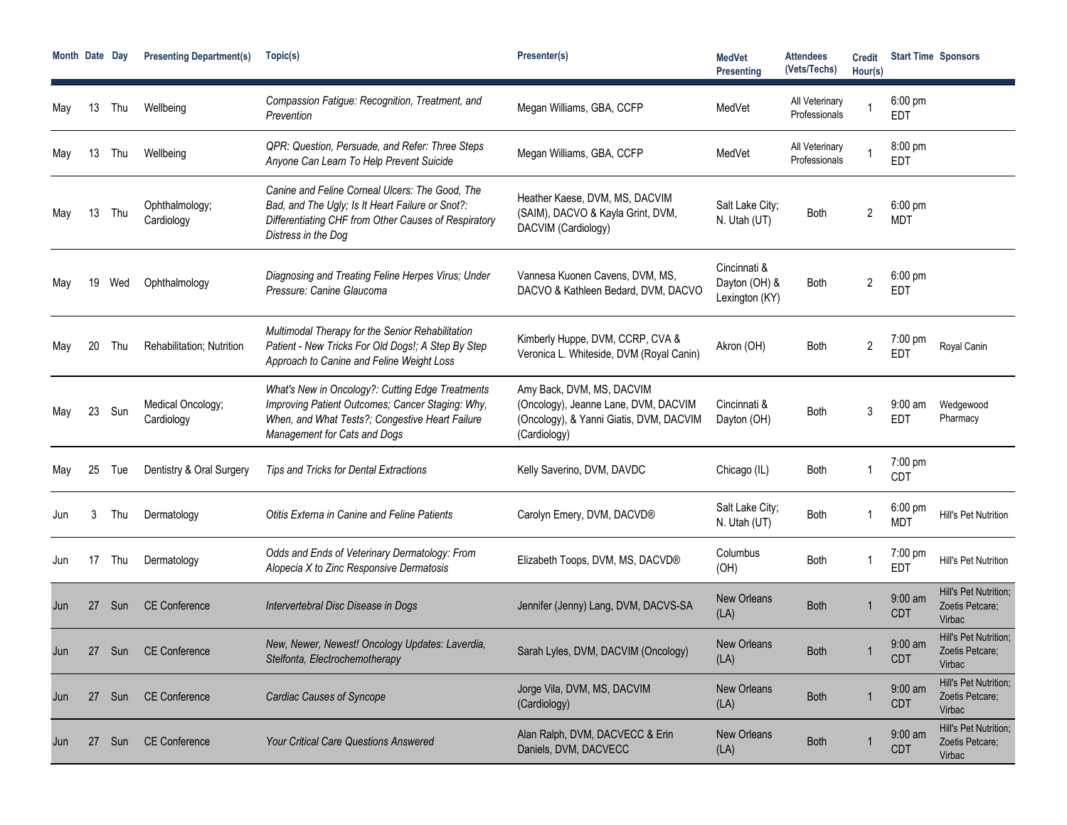| Month | Date | Day | Presenting Department(s) | Topic(s) | Presenter(s) | MedVet Presenting | Attendees (Vets/Techs) | Credit Hour(s) | Start Time | Sponsors |
|---|---|---|---|---|---|---|---|---|---|---|
| May | 13 | Thu | Wellbeing | *Compassion Fatigue: Recognition, Treatment, and Prevention* | Megan Williams, GBA, CCFP | MedVet | All Veterinary Professionals | 1 | 6:00 pm EDT | |
| May | 13 | Thu | Wellbeing | *QPR: Question, Persuade, and Refer: Three Steps Anyone Can Learn To Help Prevent Suicide* | Megan Williams, GBA, CCFP | MedVet | All Veterinary Professionals | 1 | 8:00 pm EDT | |
| May | 13 | Thu | Ophthalmology; Cardiology | *Canine and Feline Corneal Ulcers: The Good, The Bad, and The Ugly; Is It Heart Failure or Snot?: Differentiating CHF from Other Causes of Respiratory Distress in the Dog* | Heather Kaese, DVM, MS, DACVIM (SAIM), DACVO & Kayla Grint, DVM, DACVIM (Cardiology) | Salt Lake City; N. Utah (UT) | Both | 2 | 6:00 pm MDT | |
| May | 19 | Wed | Ophthalmology | *Diagnosing and Treating Feline Herpes Virus; Under Pressure: Canine Glaucoma* | Vannesa Kuonen Cavens, DVM, MS, DACVO & Kathleen Bedard, DVM, DACVO | Cincinnati & Dayton (OH) & Lexington (KY) | Both | 2 | 6:00 pm EDT | |
| May | 20 | Thu | Rehabilitation; Nutrition | *Multimodal Therapy for the Senior Rehabilitation Patient - New Tricks For Old Dogs!; A Step By Step Approach to Canine and Feline Weight Loss* | Kimberly Huppe, DVM, CCRP, CVA & Veronica L. Whiteside, DVM (Royal Canin) | Akron (OH) | Both | 2 | 7:00 pm EDT | Royal Canin |
| May | 23 | Sun | Medical Oncology; Cardiology | *What's New in Oncology?: Cutting Edge Treatments Improving Patient Outcomes; Cancer Staging: Why, When, and What Tests?; Congestive Heart Failure Management for Cats and Dogs* | Amy Back, DVM, MS, DACVIM (Oncology), Jeanne Lane, DVM, DACVIM (Oncology), & Yanni Giatis, DVM, DACVIM (Cardiology) | Cincinnati & Dayton (OH) | Both | 3 | 9:00 am EDT | Wedgewood Pharmacy |
| May | 25 | Tue | Dentistry & Oral Surgery | *Tips and Tricks for Dental Extractions* | Kelly Saverino, DVM, DAVDC | Chicago (IL) | Both | 1 | 7:00 pm CDT | |
| Jun | 3 | Thu | Dermatology | *Otitis Externa in Canine and Feline Patients* | Carolyn Emery, DVM, DACVD® | Salt Lake City; N. Utah (UT) | Both | 1 | 6:00 pm MDT | Hill's Pet Nutrition |
| Jun | 17 | Thu | Dermatology | *Odds and Ends of Veterinary Dermatology: From Alopecia X to Zinc Responsive Dermatosis* | Elizabeth Toops, DVM, MS, DACVD® | Columbus (OH) | Both | 1 | 7:00 pm EDT | Hill's Pet Nutrition |
| Jun | 27 | Sun | CE Conference | *Intervertebral Disc Disease in Dogs* | Jennifer (Jenny) Lang, DVM, DACVS-SA | New Orleans (LA) | Both | 1 | 9:00 am CDT | Hill's Pet Nutrition; Zoetis Petcare; Virbac |
| Jun | 27 | Sun | CE Conference | *New, Newer, Newest! Oncology Updates: Laverdia, Stelfonta, Electrochemotherapy* | Sarah Lyles, DVM, DACVIM (Oncology) | New Orleans (LA) | Both | 1 | 9:00 am CDT | Hill's Pet Nutrition; Zoetis Petcare; Virbac |
| Jun | 27 | Sun | CE Conference | *Cardiac Causes of Syncope* | Jorge Vila, DVM, MS, DACVIM (Cardiology) | New Orleans (LA) | Both | 1 | 9:00 am CDT | Hill's Pet Nutrition; Zoetis Petcare; Virbac |
| Jun | 27 | Sun | CE Conference | *Your Critical Care Questions Answered* | Alan Ralph, DVM, DACVECC & Erin Daniels, DVM, DACVECC | New Orleans (LA) | Both | 1 | 9:00 am CDT | Hill's Pet Nutrition; Zoetis Petcare; Virbac |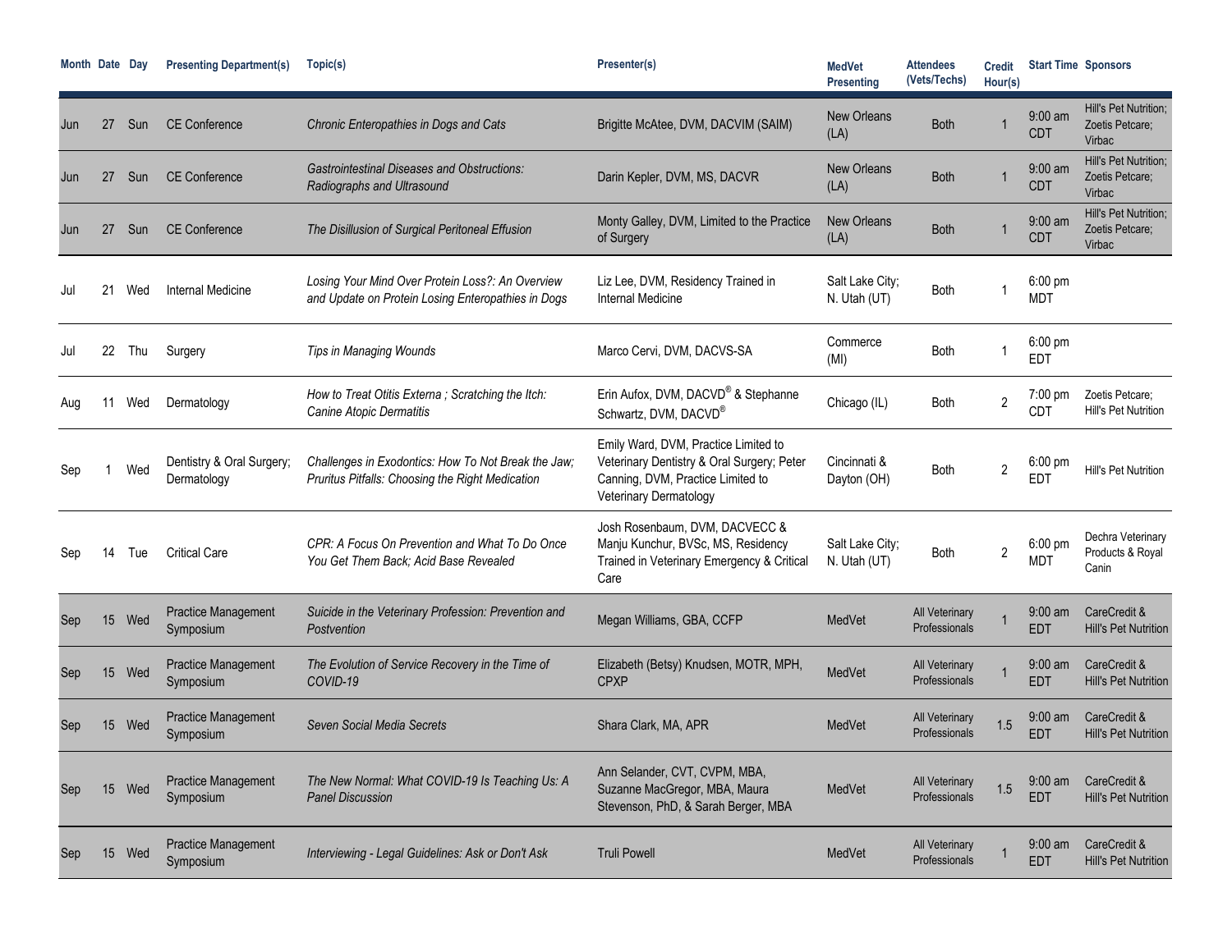| Month | Date | Day | Presenting Department(s) | Topic(s) | Presenter(s) | MedVet Presenting | Attendees (Vets/Techs) | Credit Hour(s) | Start Time | Sponsors |
|---|---|---|---|---|---|---|---|---|---|---|
| Jun | 27 | Sun | CE Conference | *Chronic Enteropathies in Dogs and Cats* | Brigitte McAtee, DVM, DACVIM (SAIM) | New Orleans (LA) | Both | 1 | 9:00 am CDT | Hill's Pet Nutrition; Zoetis Petcare; Virbac |
| Jun | 27 | Sun | CE Conference | *Gastrointestinal Diseases and Obstructions: Radiographs and Ultrasound* | Darin Kepler, DVM, MS, DACVR | New Orleans (LA) | Both | 1 | 9:00 am CDT | Hill's Pet Nutrition; Zoetis Petcare; Virbac |
| Jun | 27 | Sun | CE Conference | *The Disillusion of Surgical Peritoneal Effusion* | Monty Galley, DVM, Limited to the Practice of Surgery | New Orleans (LA) | Both | 1 | 9:00 am CDT | Hill's Pet Nutrition; Zoetis Petcare; Virbac |
| Jul | 21 | Wed | Internal Medicine | *Losing Your Mind Over Protein Loss?: An Overview and Update on Protein Losing Enteropathies in Dogs* | Liz Lee, DVM, Residency Trained in Internal Medicine | Salt Lake City; N. Utah (UT) | Both | 1 | 6:00 pm MDT | |
| Jul | 22 | Thu | Surgery | *Tips in Managing Wounds* | Marco Cervi, DVM, DACVS-SA | Commerce (MI) | Both | 1 | 6:00 pm EDT | |
| Aug | 11 | Wed | Dermatology | *How to Treat Otitis Externa ; Scratching the Itch: Canine Atopic Dermatitis* | Erin Aufox, DVM, DACVD® & Stephanne Schwartz, DVM, DACVD® | Chicago (IL) | Both | 2 | 7:00 pm CDT | Zoetis Petcare; Hill's Pet Nutrition |
| Sep | 1 | Wed | Dentistry & Oral Surgery; Dermatology | *Challenges in Exodontics: How To Not Break the Jaw; Pruritus Pitfalls: Choosing the Right Medication* | Emily Ward, DVM, Practice Limited to Veterinary Dentistry & Oral Surgery; Peter Canning, DVM, Practice Limited to Veterinary Dermatology | Cincinnati & Dayton (OH) | Both | 2 | 6:00 pm EDT | Hill's Pet Nutrition |
| Sep | 14 | Tue | Critical Care | *CPR: A Focus On Prevention and What To Do Once You Get Them Back; Acid Base Revealed* | Josh Rosenbaum, DVM, DACVECC & Manju Kunchur, BVSc, MS, Residency Trained in Veterinary Emergency & Critical Care | Salt Lake City; N. Utah (UT) | Both | 2 | 6:00 pm MDT | Dechra Veterinary Products & Royal Canin |
| Sep | 15 | Wed | Practice Management Symposium | *Suicide in the Veterinary Profession: Prevention and Postvention* | Megan Williams, GBA, CCFP | MedVet | All Veterinary Professionals | 1 | 9:00 am EDT | CareCredit & Hill's Pet Nutrition |
| Sep | 15 | Wed | Practice Management Symposium | *The Evolution of Service Recovery in the Time of COVID-19* | Elizabeth (Betsy) Knudsen, MOTR, MPH, CPXP | MedVet | All Veterinary Professionals | 1 | 9:00 am EDT | CareCredit & Hill's Pet Nutrition |
| Sep | 15 | Wed | Practice Management Symposium | *Seven Social Media Secrets* | Shara Clark, MA, APR | MedVet | All Veterinary Professionals | 1.5 | 9:00 am EDT | CareCredit & Hill's Pet Nutrition |
| Sep | 15 | Wed | Practice Management Symposium | *The New Normal: What COVID-19 Is Teaching Us: A Panel Discussion* | Ann Selander, CVT, CVPM, MBA, Suzanne MacGregor, MBA, Maura Stevenson, PhD, & Sarah Berger, MBA | MedVet | All Veterinary Professionals | 1.5 | 9:00 am EDT | CareCredit & Hill's Pet Nutrition |
| Sep | 15 | Wed | Practice Management Symposium | *Interviewing - Legal Guidelines: Ask or Don't Ask* | Truli Powell | MedVet | All Veterinary Professionals | 1 | 9:00 am EDT | CareCredit & Hill's Pet Nutrition |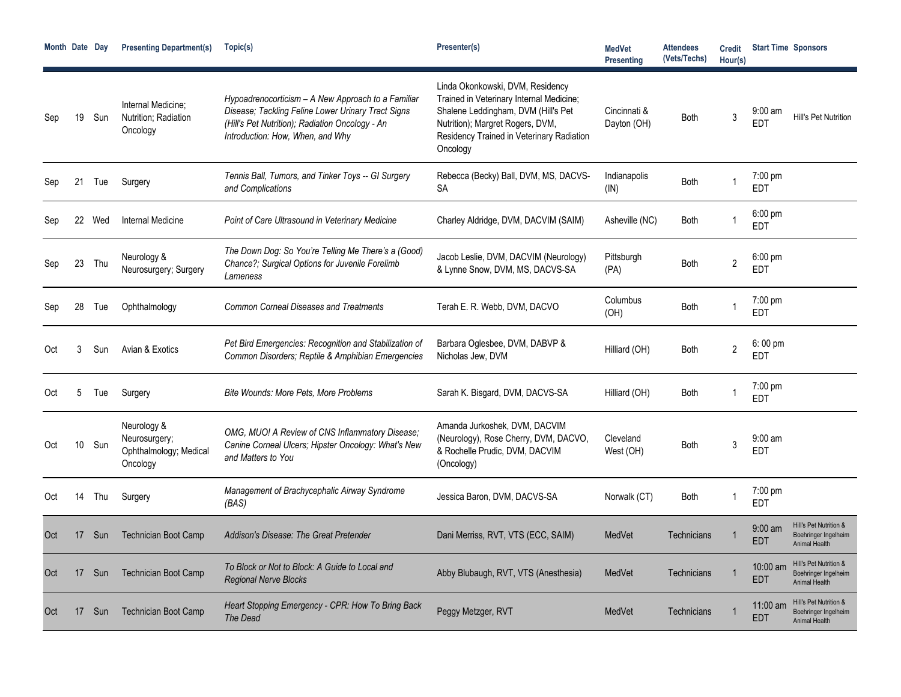| Month | Date | Day | Presenting Department(s) | Topic(s) | Presenter(s) | MedVet Presenting | Attendees (Vets/Techs) | Credit Hour(s) | Start Time | Sponsors |
|---|---|---|---|---|---|---|---|---|---|---|
| Sep | 19 | Sun | Internal Medicine; Nutrition; Radiation Oncology | *Hypoadrenocorticism – A New Approach to a Familiar Disease; Tackling Feline Lower Urinary Tract Signs (Hill's Pet Nutrition); Radiation Oncology - An Introduction: How, When, and Why* | Linda Okonkowski, DVM, Residency Trained in Veterinary Internal Medicine; Shalene Leddingham, DVM (Hill's Pet Nutrition); Margret Rogers, DVM, Residency Trained in Veterinary Radiation Oncology | Cincinnati & Dayton (OH) | Both | 3 | 9:00 am EDT | Hill's Pet Nutrition |
| Sep | 21 | Tue | Surgery | *Tennis Ball, Tumors, and Tinker Toys -- GI Surgery and Complications* | Rebecca (Becky) Ball, DVM, MS, DACVS-SA | Indianapolis (IN) | Both | 1 | 7:00 pm EDT | |
| Sep | 22 | Wed | Internal Medicine | *Point of Care Ultrasound in Veterinary Medicine* | Charley Aldridge, DVM, DACVIM (SAIM) | Asheville (NC) | Both | 1 | 6:00 pm EDT | |
| Sep | 23 | Thu | Neurology & Neurosurgery; Surgery | *The Down Dog: So You're Telling Me There's a (Good) Chance?; Surgical Options for Juvenile Forelimb Lameness* | Jacob Leslie, DVM, DACVIM (Neurology) & Lynne Snow, DVM, MS, DACVS-SA | Pittsburgh (PA) | Both | 2 | 6:00 pm EDT | |
| Sep | 28 | Tue | Ophthalmology | *Common Corneal Diseases and Treatments* | Terah E. R. Webb, DVM, DACVO | Columbus (OH) | Both | 1 | 7:00 pm EDT | |
| Oct | 3 | Sun | Avian & Exotics | *Pet Bird Emergencies: Recognition and Stabilization of Common Disorders; Reptile & Amphibian Emergencies* | Barbara Oglesbee, DVM, DABVP & Nicholas Jew, DVM | Hilliard (OH) | Both | 2 | 6: 00 pm EDT | |
| Oct | 5 | Tue | Surgery | *Bite Wounds: More Pets, More Problems* | Sarah K. Bisgard, DVM, DACVS-SA | Hilliard (OH) | Both | 1 | 7:00 pm EDT | |
| Oct | 10 | Sun | Neurology & Neurosurgery; Ophthalmology; Medical Oncology | *OMG, MUO! A Review of CNS Inflammatory Disease; Canine Corneal Ulcers; Hipster Oncology: What's New and Matters to You* | Amanda Jurkoshek, DVM, DACVIM (Neurology), Rose Cherry, DVM, DACVO, & Rochelle Prudic, DVM, DACVIM (Oncology) | Cleveland West (OH) | Both | 3 | 9:00 am EDT | |
| Oct | 14 | Thu | Surgery | *Management of Brachycephalic Airway Syndrome (BAS)* | Jessica Baron, DVM, DACVS-SA | Norwalk (CT) | Both | 1 | 7:00 pm EDT | |
| Oct | 17 | Sun | Technician Boot Camp | *Addison's Disease: The Great Pretender* | Dani Merriss, RVT, VTS (ECC, SAIM) | MedVet | Technicians | 1 | 9:00 am EDT | Hill's Pet Nutrition & Boehringer Ingelheim Animal Health |
| Oct | 17 | Sun | Technician Boot Camp | *To Block or Not to Block: A Guide to Local and Regional Nerve Blocks* | Abby Blubaugh, RVT, VTS (Anesthesia) | MedVet | Technicians | 1 | 10:00 am EDT | Hill's Pet Nutrition & Boehringer Ingelheim Animal Health |
| Oct | 17 | Sun | Technician Boot Camp | *Heart Stopping Emergency - CPR: How To Bring Back The Dead* | Peggy Metzger, RVT | MedVet | Technicians | 1 | 11:00 am EDT | Hill's Pet Nutrition & Boehringer Ingelheim Animal Health |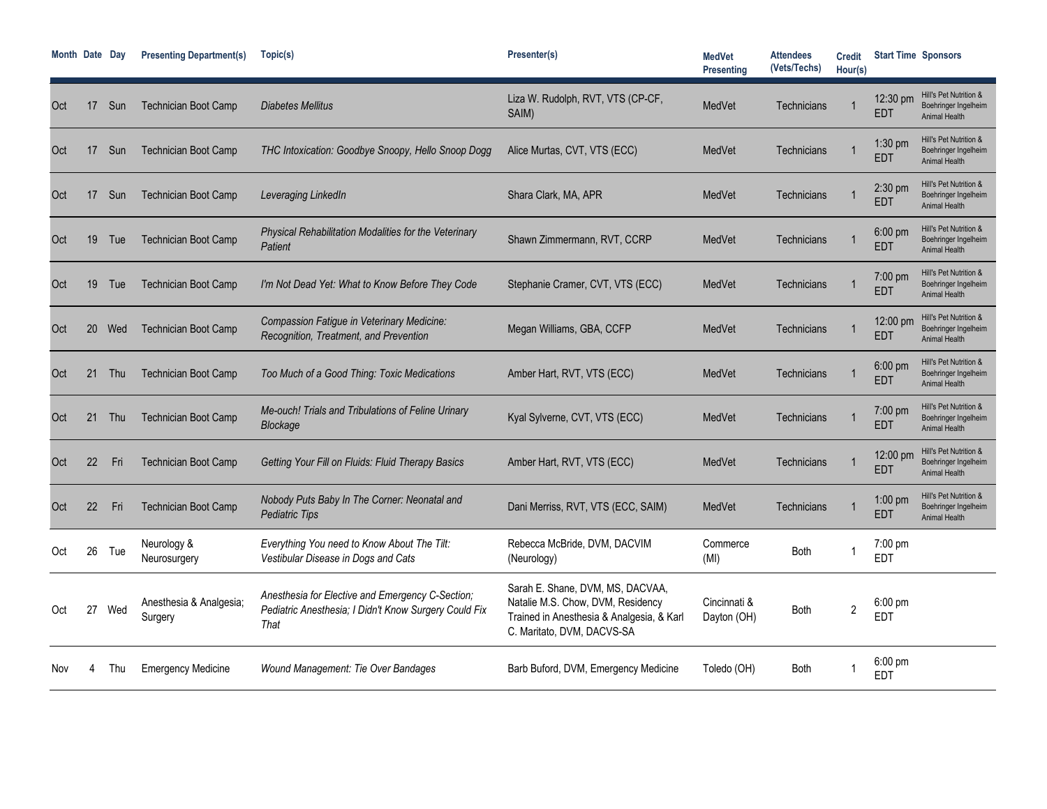| Month | Date | Day | Presenting Department(s) | Topic(s) | Presenter(s) | MedVet Presenting | Attendees (Vets/Techs) | Credit Hour(s) | Start Time | Sponsors |
|---|---|---|---|---|---|---|---|---|---|---|
| Oct | 17 | Sun | Technician Boot Camp | *Diabetes Mellitus* | Liza W. Rudolph, RVT, VTS (CP-CF, SAIM) | MedVet | Technicians | 1 | 12:30 pm EDT | Hill's Pet Nutrition & Boehringer Ingelheim Animal Health |
| Oct | 17 | Sun | Technician Boot Camp | *THC Intoxication: Goodbye Snoopy, Hello Snoop Dogg* | Alice Murtas, CVT, VTS (ECC) | MedVet | Technicians | 1 | 1:30 pm EDT | Hill's Pet Nutrition & Boehringer Ingelheim Animal Health |
| Oct | 17 | Sun | Technician Boot Camp | *Leveraging LinkedIn* | Shara Clark, MA, APR | MedVet | Technicians | 1 | 2:30 pm EDT | Hill's Pet Nutrition & Boehringer Ingelheim Animal Health |
| Oct | 19 | Tue | Technician Boot Camp | *Physical Rehabilitation Modalities for the Veterinary Patient* | Shawn Zimmermann, RVT, CCRP | MedVet | Technicians | 1 | 6:00 pm EDT | Hill's Pet Nutrition & Boehringer Ingelheim Animal Health |
| Oct | 19 | Tue | Technician Boot Camp | *I'm Not Dead Yet: What to Know Before They Code* | Stephanie Cramer, CVT, VTS (ECC) | MedVet | Technicians | 1 | 7:00 pm EDT | Hill's Pet Nutrition & Boehringer Ingelheim Animal Health |
| Oct | 20 | Wed | Technician Boot Camp | *Compassion Fatigue in Veterinary Medicine: Recognition, Treatment, and Prevention* | Megan Williams, GBA, CCFP | MedVet | Technicians | 1 | 12:00 pm EDT | Hill's Pet Nutrition & Boehringer Ingelheim Animal Health |
| Oct | 21 | Thu | Technician Boot Camp | *Too Much of a Good Thing: Toxic Medications* | Amber Hart, RVT, VTS (ECC) | MedVet | Technicians | 1 | 6:00 pm EDT | Hill's Pet Nutrition & Boehringer Ingelheim Animal Health |
| Oct | 21 | Thu | Technician Boot Camp | *Me-ouch! Trials and Tribulations of Feline Urinary Blockage* | Kyal Sylverne, CVT, VTS (ECC) | MedVet | Technicians | 1 | 7:00 pm EDT | Hill's Pet Nutrition & Boehringer Ingelheim Animal Health |
| Oct | 22 | Fri | Technician Boot Camp | *Getting Your Fill on Fluids: Fluid Therapy Basics* | Amber Hart, RVT, VTS (ECC) | MedVet | Technicians | 1 | 12:00 pm EDT | Hill's Pet Nutrition & Boehringer Ingelheim Animal Health |
| Oct | 22 | Fri | Technician Boot Camp | *Nobody Puts Baby In The Corner: Neonatal and Pediatric Tips* | Dani Merriss, RVT, VTS (ECC, SAIM) | MedVet | Technicians | 1 | 1:00 pm EDT | Hill's Pet Nutrition & Boehringer Ingelheim Animal Health |
| Oct | 26 | Tue | Neurology & Neurosurgery | *Everything You need to Know About The Tilt: Vestibular Disease in Dogs and Cats* | Rebecca McBride, DVM, DACVIM (Neurology) | Commerce (MI) | Both | 1 | 7:00 pm EDT | |
| Oct | 27 | Wed | Anesthesia & Analgesia; Surgery | *Anesthesia for Elective and Emergency C-Section; Pediatric Anesthesia; I Didn't Know Surgery Could Fix That* | Sarah E. Shane, DVM, MS, DACVAA, Natalie M.S. Chow, DVM, Residency Trained in Anesthesia & Analgesia, & Karl C. Maritato, DVM, DACVS-SA | Cincinnati & Dayton (OH) | Both | 2 | 6:00 pm EDT | |
| Nov | 4 | Thu | Emergency Medicine | *Wound Management: Tie Over Bandages* | Barb Buford, DVM, Emergency Medicine | Toledo (OH) | Both | 1 | 6:00 pm EDT | |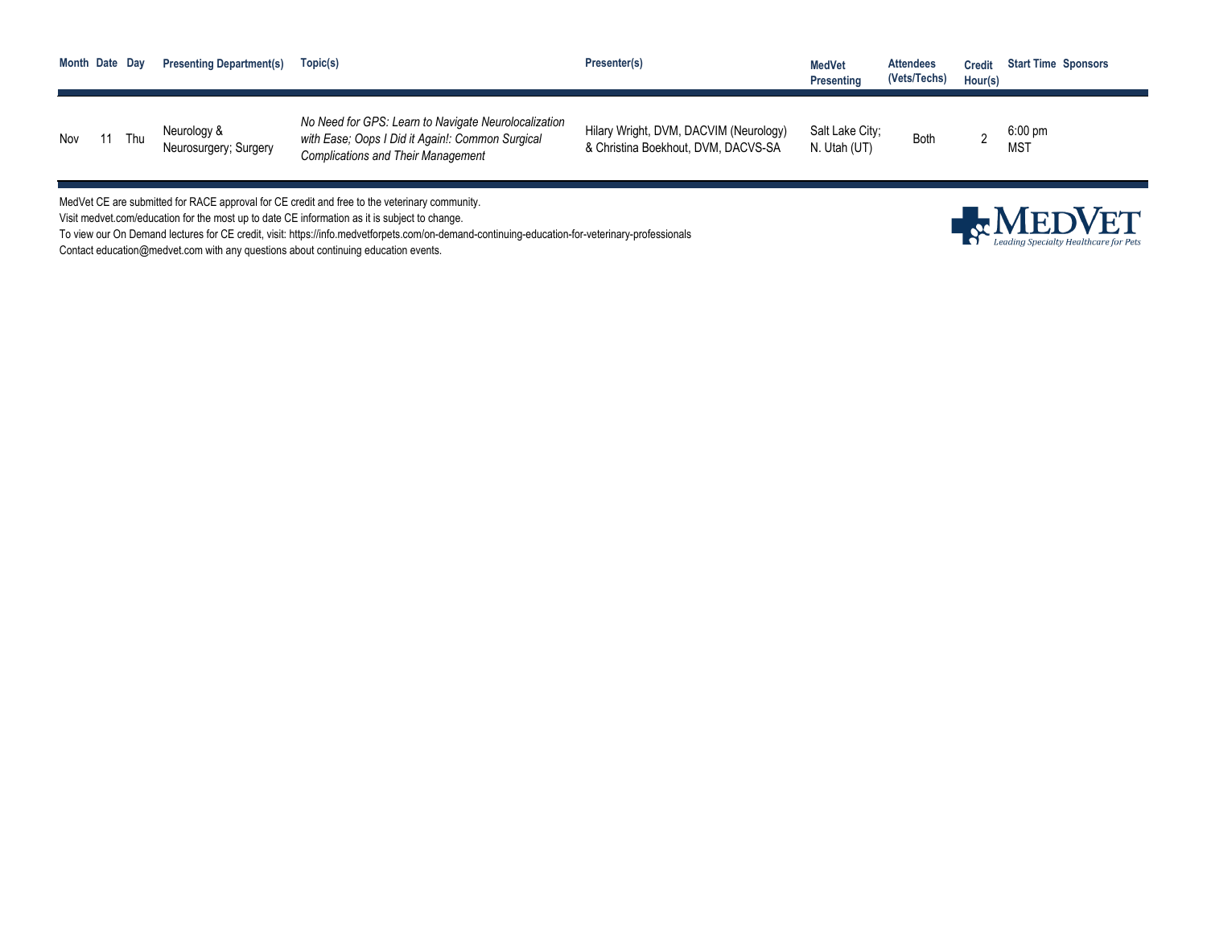| Month | Date | Day | Presenting Department(s) | Topic(s) | Presenter(s) | MedVet Presenting | Attendees (Vets/Techs) | Credit Hour(s) | Start Time | Sponsors |
|---|---|---|---|---|---|---|---|---|---|---|
| Nov | 11 | Thu | Neurology & Neurosurgery; Surgery | *No Need for GPS: Learn to Navigate Neurolocalization with Ease; Oops I Did it Again!: Common Surgical Complications and Their Management* | Hilary Wright, DVM, DACVIM (Neurology) & Christina Boekhout, DVM, DACVS-SA | Salt Lake City; N. Utah (UT) | Both | 2 | 6:00 pm MST | |

MedVet CE are submitted for RACE approval for CE credit and free to the veterinary community.
Visit medvet.com/education for the most up to date CE information as it is subject to change.
To view our On Demand lectures for CE credit, visit: https://info.medvetforpets.com/on-demand-continuing-education-for-veterinary-professionals
Contact education@medvet.com with any questions about continuing education events.

MEDVET
Leading Specialty Healthcare for Pets